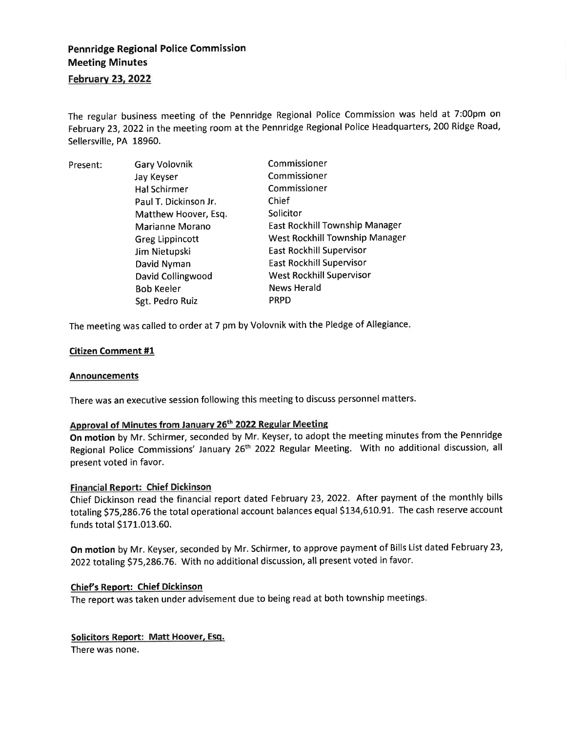# Pennridge Regional Police Commission
## Meeting Minutes
### February 23, 2022

The regular business meeting of the Pennridge Regional Police Commission was held at 7:00pm on February 23, 2022 in the meeting room at the Pennridge Regional Police Headquarters, 200 Ridge Road, Sellersville, PA 18960.

| Present: | | |
|---|---|---|
| | Gary Volovnik | Commissioner |
| | Jay Keyser | Commissioner |
| | Hal Schirmer | Commissioner |
| | Paul T. Dickinson Jr. | Chief |
| | Matthew Hoover, Esq. | Solicitor |
| | Marianne Morano | East Rockhill Township Manager |
| | Greg Lippincott | West Rockhill Township Manager |
| | Jim Nietupski | East Rockhill Supervisor |
| | David Nyman | East Rockhill Supervisor |
| | David Collingwood | West Rockhill Supervisor |
| | Bob Keeler | News Herald |
| | Sgt. Pedro Ruiz | PRPD |

The meeting was called to order at 7 pm by Volovnik with the Pledge of Allegiance.

**Citizen Comment #1**

**Announcements**

There was an executive session following this meeting to discuss personnel matters.

**Approval of Minutes from January 26th 2022 Regular Meeting**

**On motion** by Mr. Schirmer, seconded by Mr. Keyser, to adopt the meeting minutes from the Pennridge Regional Police Commissions' January 26th 2022 Regular Meeting. With no additional discussion, all present voted in favor.

**Financial Report: Chief Dickinson**

Chief Dickinson read the financial report dated February 23, 2022. After payment of the monthly bills totaling $75,286.76 the total operational account balances equal $134,610.91. The cash reserve account funds total $171.013.60.

**On motion** by Mr. Keyser, seconded by Mr. Schirmer, to approve payment of Bills List dated February 23, 2022 totaling $75,286.76. With no additional discussion, all present voted in favor.

**Chief's Report: Chief Dickinson**

The report was taken under advisement due to being read at both township meetings.

**Solicitors Report: Matt Hoover, Esq.**

There was none.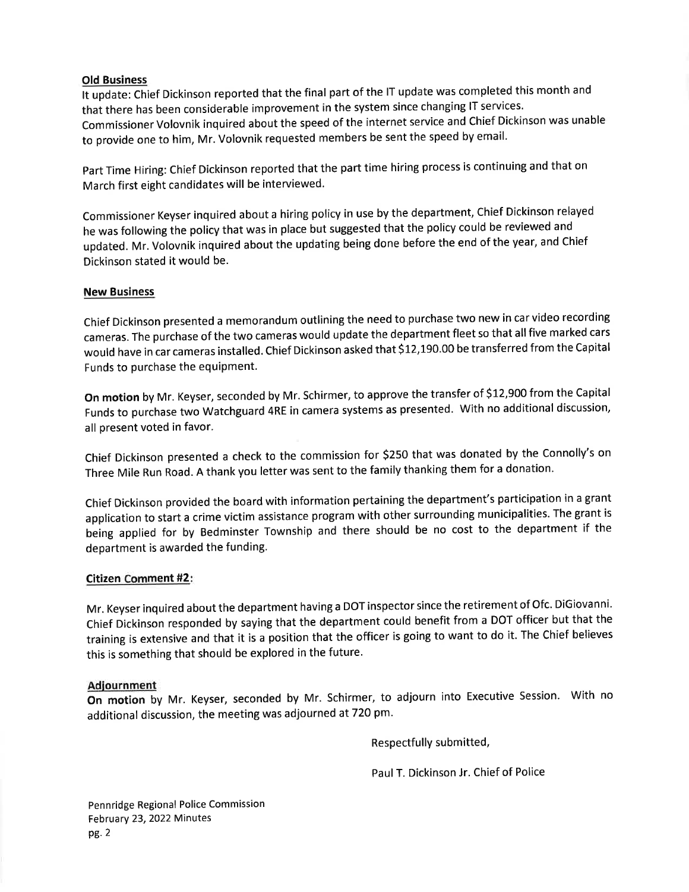**Old Business**

It update: Chief Dickinson reported that the final part of the IT update was completed this month and that there has been considerable improvement in the system since changing IT services. Commissioner Volovnik inquired about the speed of the internet service and Chief Dickinson was unable to provide one to him, Mr. Volovnik requested members be sent the speed by email.

Part Time Hiring: Chief Dickinson reported that the part time hiring process is continuing and that on March first eight candidates will be interviewed.

Commissioner Keyser inquired about a hiring policy in use by the department, Chief Dickinson relayed he was following the policy that was in place but suggested that the policy could be reviewed and updated. Mr. Volovnik inquired about the updating being done before the end of the year, and Chief Dickinson stated it would be.

**New Business**

Chief Dickinson presented a memorandum outlining the need to purchase two new in car video recording cameras. The purchase of the two cameras would update the department fleet so that all five marked cars would have in car cameras installed. Chief Dickinson asked that $12,190.00 be transferred from the Capital Funds to purchase the equipment.

**On motion** by Mr. Keyser, seconded by Mr. Schirmer, to approve the transfer of $12,900 from the Capital Funds to purchase two Watchguard 4RE in camera systems as presented. With no additional discussion, all present voted in favor.

Chief Dickinson presented a check to the commission for $250 that was donated by the Connolly's on Three Mile Run Road. A thank you letter was sent to the family thanking them for a donation.

Chief Dickinson provided the board with information pertaining the department's participation in a grant application to start a crime victim assistance program with other surrounding municipalities. The grant is being applied for by Bedminster Township and there should be no cost to the department if the department is awarded the funding.

**Citizen Comment #2:**

Mr. Keyser inquired about the department having a DOT inspector since the retirement of Ofc. DiGiovanni. Chief Dickinson responded by saying that the department could benefit from a DOT officer but that the training is extensive and that it is a position that the officer is going to want to do it. The Chief believes this is something that should be explored in the future.

**Adjournment**

**On motion** by Mr. Keyser, seconded by Mr. Schirmer, to adjourn into Executive Session. With no additional discussion, the meeting was adjourned at 720 pm.

Respectfully submitted,

Paul T. Dickinson Jr. Chief of Police

Pennridge Regional Police Commission
February 23, 2022 Minutes
pg. 2